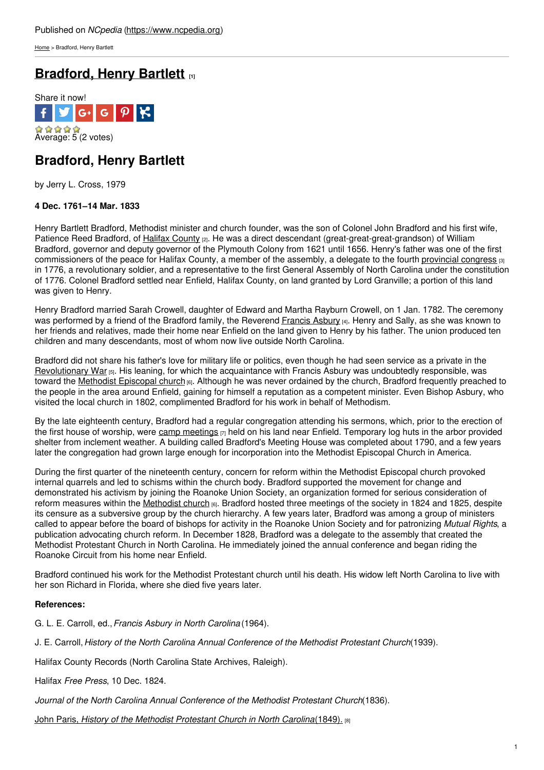Published on *NCpedia* (https://www.ncpedia.org)

Home > Bradford, Henry Bartlett

# Bradford, Henry Bartlett [1]

Share it now!

Average: 5 (2 votes)

## Bradford, Henry Bartlett

by Jerry L. Cross, 1979

**4 Dec. 1761–14 Mar. 1833**

Henry Bartlett Bradford, Methodist minister and church founder, was the son of Colonel John Bradford and his first wife, Patience Reed Bradford, of Halifax County [2]. He was a direct descendant (great-great-great-grandson) of William Bradford, governor and deputy governor of the Plymouth Colony from 1621 until 1656. Henry's father was one of the first commissioners of the peace for Halifax County, a member of the assembly, a delegate to the fourth provincial congress [3] in 1776, a revolutionary soldier, and a representative to the first General Assembly of North Carolina under the constitution of 1776. Colonel Bradford settled near Enfield, Halifax County, on land granted by Lord Granville; a portion of this land was given to Henry.

Henry Bradford married Sarah Crowell, daughter of Edward and Martha Rayburn Crowell, on 1 Jan. 1782. The ceremony was performed by a friend of the Bradford family, the Reverend Francis Asbury [4]. Henry and Sally, as she was known to her friends and relatives, made their home near Enfield on the land given to Henry by his father. The union produced ten children and many descendants, most of whom now live outside North Carolina.

Bradford did not share his father's love for military life or politics, even though he had seen service as a private in the Revolutionary War [5]. His leaning, for which the acquaintance with Francis Asbury was undoubtedly responsible, was toward the Methodist Episcopal church [6]. Although he was never ordained by the church, Bradford frequently preached to the people in the area around Enfield, gaining for himself a reputation as a competent minister. Even Bishop Asbury, who visited the local church in 1802, complimented Bradford for his work in behalf of Methodism.

By the late eighteenth century, Bradford had a regular congregation attending his sermons, which, prior to the erection of the first house of worship, were camp meetings [7] held on his land near Enfield. Temporary log huts in the arbor provided shelter from inclement weather. A building called Bradford's Meeting House was completed about 1790, and a few years later the congregation had grown large enough for incorporation into the Methodist Episcopal Church in America.

During the first quarter of the nineteenth century, concern for reform within the Methodist Episcopal church provoked internal quarrels and led to schisms within the church body. Bradford supported the movement for change and demonstrated his activism by joining the Roanoke Union Society, an organization formed for serious consideration of reform measures within the Methodist church [6]. Bradford hosted three meetings of the society in 1824 and 1825, despite its censure as a subversive group by the church hierarchy. A few years later, Bradford was among a group of ministers called to appear before the board of bishops for activity in the Roanoke Union Society and for patronizing *Mutual Rights*, a publication advocating church reform. In December 1828, Bradford was a delegate to the assembly that created the Methodist Protestant Church in North Carolina. He immediately joined the annual conference and began riding the Roanoke Circuit from his home near Enfield.

Bradford continued his work for the Methodist Protestant church until his death. His widow left North Carolina to live with her son Richard in Florida, where she died five years later.

**References:**

G. L. E. Carroll, ed., *Francis Asbury in North Carolina* (1964).

J. E. Carroll, *History of the North Carolina Annual Conference of the Methodist Protestant Church* (1939).

Halifax County Records (North Carolina State Archives, Raleigh).

Halifax *Free Press*, 10 Dec. 1824.

*Journal of the North Carolina Annual Conference of the Methodist Protestant Church* (1836).

John Paris, *History of the Methodist Protestant Church in North Carolina* (1849). [8]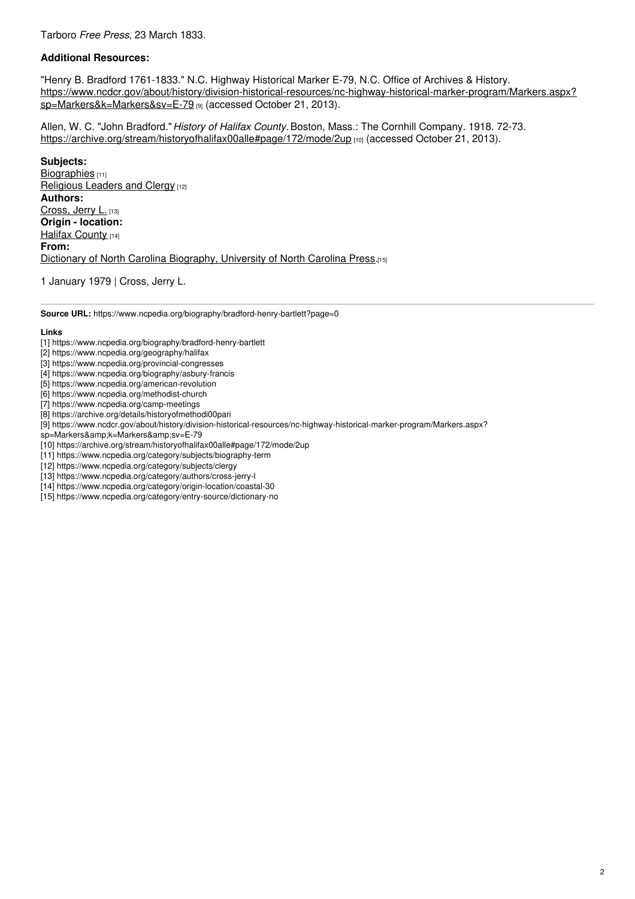Tarboro *Free Press*, 23 March 1833.

**Additional Resources:**

"Henry B. Bradford 1761-1833." N.C. Highway Historical Marker E-79, N.C. Office of Archives & History. https://www.ncdcr.gov/about/history/division-historical-resources/nc-highway-historical-marker-program/Markers.aspx?sp=Markers&k=Markers&sv=E-79 [9] (accessed October 21, 2013).

Allen, W. C. "John Bradford." *History of Halifax County.* Boston, Mass.: The Cornhill Company. 1918. 72-73. https://archive.org/stream/historyofhalifax00alle#page/172/mode/2up [10] (accessed October 21, 2013).

**Subjects:**
Biographies [11]
Religious Leaders and Clergy [12]
**Authors:**
Cross, Jerry L. [13]
**Origin - location:**
Halifax County [14]
**From:**
Dictionary of North Carolina Biography, University of North Carolina Press.[15]

1 January 1979 | Cross, Jerry L.

---

**Source URL:** https://www.ncpedia.org/biography/bradford-henry-bartlett?page=0

**Links**

[1] https://www.ncpedia.org/biography/bradford-henry-bartlett
[2] https://www.ncpedia.org/geography/halifax
[3] https://www.ncpedia.org/provincial-congresses
[4] https://www.ncpedia.org/biography/asbury-francis
[5] https://www.ncpedia.org/american-revolution
[6] https://www.ncpedia.org/methodist-church
[7] https://www.ncpedia.org/camp-meetings
[8] https://archive.org/details/historyofmethodi00pari
[9] https://www.ncdcr.gov/about/history/division-historical-resources/nc-highway-historical-marker-program/Markers.aspx?sp=Markers&amp;k=Markers&amp;sv=E-79
[10] https://archive.org/stream/historyofhalifax00alle#page/172/mode/2up
[11] https://www.ncpedia.org/category/subjects/biography-term
[12] https://www.ncpedia.org/category/subjects/clergy
[13] https://www.ncpedia.org/category/authors/cross-jerry-l
[14] https://www.ncpedia.org/category/origin-location/coastal-30
[15] https://www.ncpedia.org/category/entry-source/dictionary-no